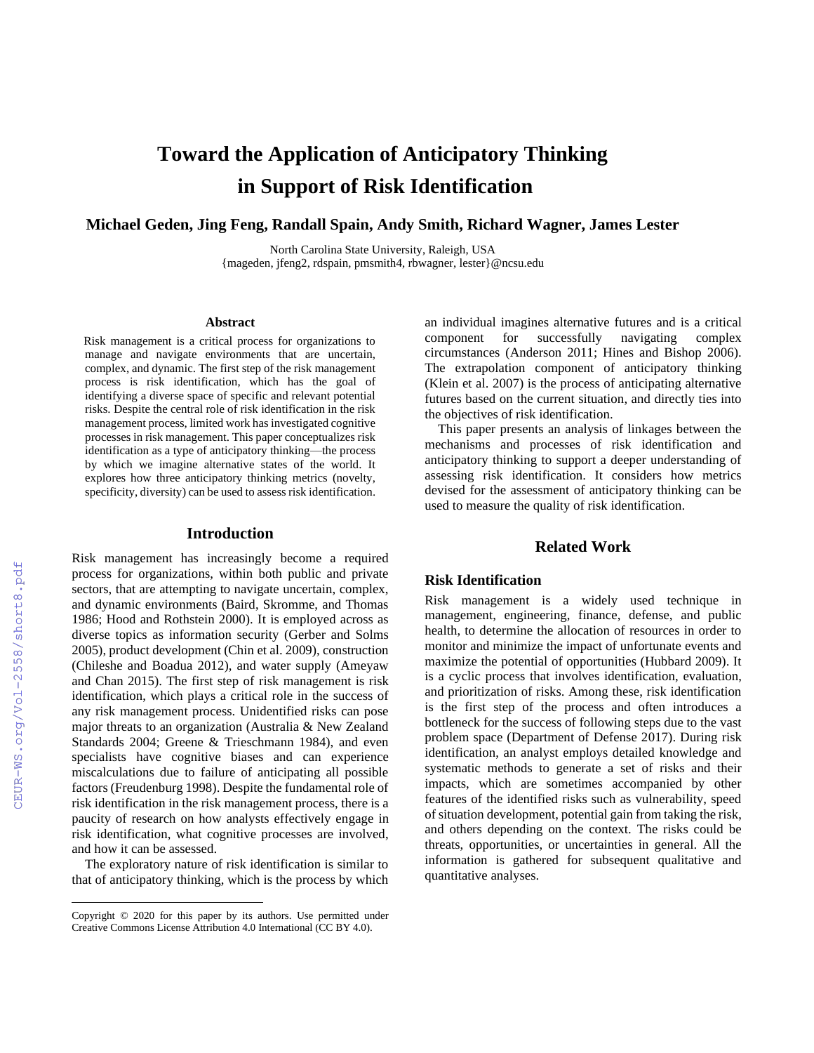# Toward the Application of Anticipatory Thinking in Support of Risk Identification

**Michael Geden, Jing Feng, Randall Spain, Andy Smith, Richard Wagner, James Lester**

North Carolina State University, Raleigh, USA
{mageden, jfeng2, rdspain, pmsmith4, rbwagner, lester}@ncsu.edu

## Abstract

Risk management is a critical process for organizations to manage and navigate environments that are uncertain, complex, and dynamic. The first step of the risk management process is risk identification, which has the goal of identifying a diverse space of specific and relevant potential risks. Despite the central role of risk identification in the risk management process, limited work has investigated cognitive processes in risk management. This paper conceptualizes risk identification as a type of anticipatory thinking—the process by which we imagine alternative states of the world. It explores how three anticipatory thinking metrics (novelty, specificity, diversity) can be used to assess risk identification.

## Introduction

Risk management has increasingly become a required process for organizations, within both public and private sectors, that are attempting to navigate uncertain, complex, and dynamic environments (Baird, Skromme, and Thomas 1986; Hood and Rothstein 2000). It is employed across as diverse topics as information security (Gerber and Solms 2005), product development (Chin et al. 2009), construction (Chileshe and Boadua 2012), and water supply (Ameyaw and Chan 2015). The first step of risk management is risk identification, which plays a critical role in the success of any risk management process. Unidentified risks can pose major threats to an organization (Australia & New Zealand Standards 2004; Greene & Trieschmann 1984), and even specialists have cognitive biases and can experience miscalculations due to failure of anticipating all possible factors (Freudenburg 1998). Despite the fundamental role of risk identification in the risk management process, there is a paucity of research on how analysts effectively engage in risk identification, what cognitive processes are involved, and how it can be assessed.

The exploratory nature of risk identification is similar to that of anticipatory thinking, which is the process by which an individual imagines alternative futures and is a critical component for successfully navigating complex circumstances (Anderson 2011; Hines and Bishop 2006). The extrapolation component of anticipatory thinking (Klein et al. 2007) is the process of anticipating alternative futures based on the current situation, and directly ties into the objectives of risk identification.

This paper presents an analysis of linkages between the mechanisms and processes of risk identification and anticipatory thinking to support a deeper understanding of assessing risk identification. It considers how metrics devised for the assessment of anticipatory thinking can be used to measure the quality of risk identification.

## Related Work

### Risk Identification

Risk management is a widely used technique in management, engineering, finance, defense, and public health, to determine the allocation of resources in order to monitor and minimize the impact of unfortunate events and maximize the potential of opportunities (Hubbard 2009). It is a cyclic process that involves identification, evaluation, and prioritization of risks. Among these, risk identification is the first step of the process and often introduces a bottleneck for the success of following steps due to the vast problem space (Department of Defense 2017). During risk identification, an analyst employs detailed knowledge and systematic methods to generate a set of risks and their impacts, which are sometimes accompanied by other features of the identified risks such as vulnerability, speed of situation development, potential gain from taking the risk, and others depending on the context. The risks could be threats, opportunities, or uncertainties in general. All the information is gathered for subsequent qualitative and quantitative analyses.

Copyright © 2020 for this paper by its authors. Use permitted under Creative Commons License Attribution 4.0 International (CC BY 4.0).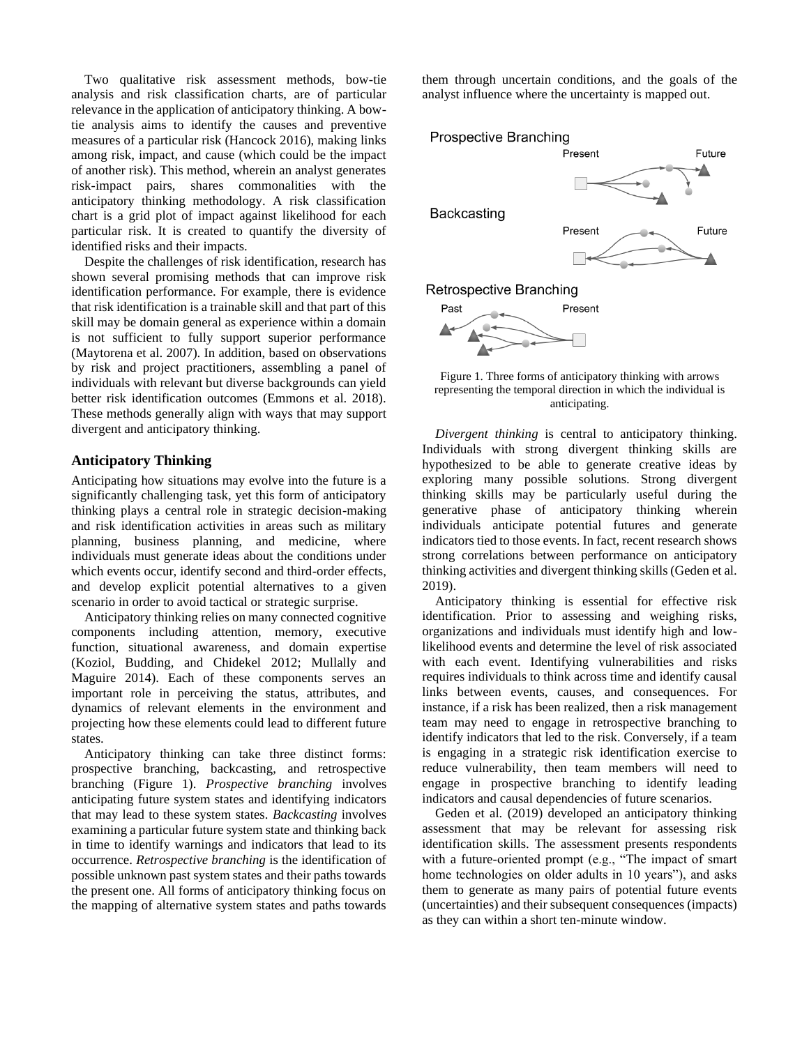Two qualitative risk assessment methods, bow-tie analysis and risk classification charts, are of particular relevance in the application of anticipatory thinking. A bow-tie analysis aims to identify the causes and preventive measures of a particular risk (Hancock 2016), making links among risk, impact, and cause (which could be the impact of another risk). This method, wherein an analyst generates risk-impact pairs, shares commonalities with the anticipatory thinking methodology. A risk classification chart is a grid plot of impact against likelihood for each particular risk. It is created to quantify the diversity of identified risks and their impacts.

Despite the challenges of risk identification, research has shown several promising methods that can improve risk identification performance. For example, there is evidence that risk identification is a trainable skill and that part of this skill may be domain general as experience within a domain is not sufficient to fully support superior performance (Maytorena et al. 2007). In addition, based on observations by risk and project practitioners, assembling a panel of individuals with relevant but diverse backgrounds can yield better risk identification outcomes (Emmons et al. 2018). These methods generally align with ways that may support divergent and anticipatory thinking.

## Anticipatory Thinking

Anticipating how situations may evolve into the future is a significantly challenging task, yet this form of anticipatory thinking plays a central role in strategic decision-making and risk identification activities in areas such as military planning, business planning, and medicine, where individuals must generate ideas about the conditions under which events occur, identify second and third-order effects, and develop explicit potential alternatives to a given scenario in order to avoid tactical or strategic surprise.

Anticipatory thinking relies on many connected cognitive components including attention, memory, executive function, situational awareness, and domain expertise (Koziol, Budding, and Chidekel 2012; Mullally and Maguire 2014). Each of these components serves an important role in perceiving the status, attributes, and dynamics of relevant elements in the environment and projecting how these elements could lead to different future states.

Anticipatory thinking can take three distinct forms: prospective branching, backcasting, and retrospective branching (Figure 1). *Prospective branching* involves anticipating future system states and identifying indicators that may lead to these system states. *Backcasting* involves examining a particular future system state and thinking back in time to identify warnings and indicators that lead to its occurrence. *Retrospective branching* is the identification of possible unknown past system states and their paths towards the present one. All forms of anticipatory thinking focus on the mapping of alternative system states and paths towards them through uncertain conditions, and the goals of the analyst influence where the uncertainty is mapped out.

Figure 1. Three forms of anticipatory thinking with arrows representing the temporal direction in which the individual is anticipating.

*Divergent thinking* is central to anticipatory thinking. Individuals with strong divergent thinking skills are hypothesized to be able to generate creative ideas by exploring many possible solutions. Strong divergent thinking skills may be particularly useful during the generative phase of anticipatory thinking wherein individuals anticipate potential futures and generate indicators tied to those events. In fact, recent research shows strong correlations between performance on anticipatory thinking activities and divergent thinking skills (Geden et al. 2019).

Anticipatory thinking is essential for effective risk identification. Prior to assessing and weighing risks, organizations and individuals must identify high and low-likelihood events and determine the level of risk associated with each event. Identifying vulnerabilities and risks requires individuals to think across time and identify causal links between events, causes, and consequences. For instance, if a risk has been realized, then a risk management team may need to engage in retrospective branching to identify indicators that led to the risk. Conversely, if a team is engaging in a strategic risk identification exercise to reduce vulnerability, then team members will need to engage in prospective branching to identify leading indicators and causal dependencies of future scenarios.

Geden et al. (2019) developed an anticipatory thinking assessment that may be relevant for assessing risk identification skills. The assessment presents respondents with a future-oriented prompt (e.g., "The impact of smart home technologies on older adults in 10 years"), and asks them to generate as many pairs of potential future events (uncertainties) and their subsequent consequences (impacts) as they can within a short ten-minute window.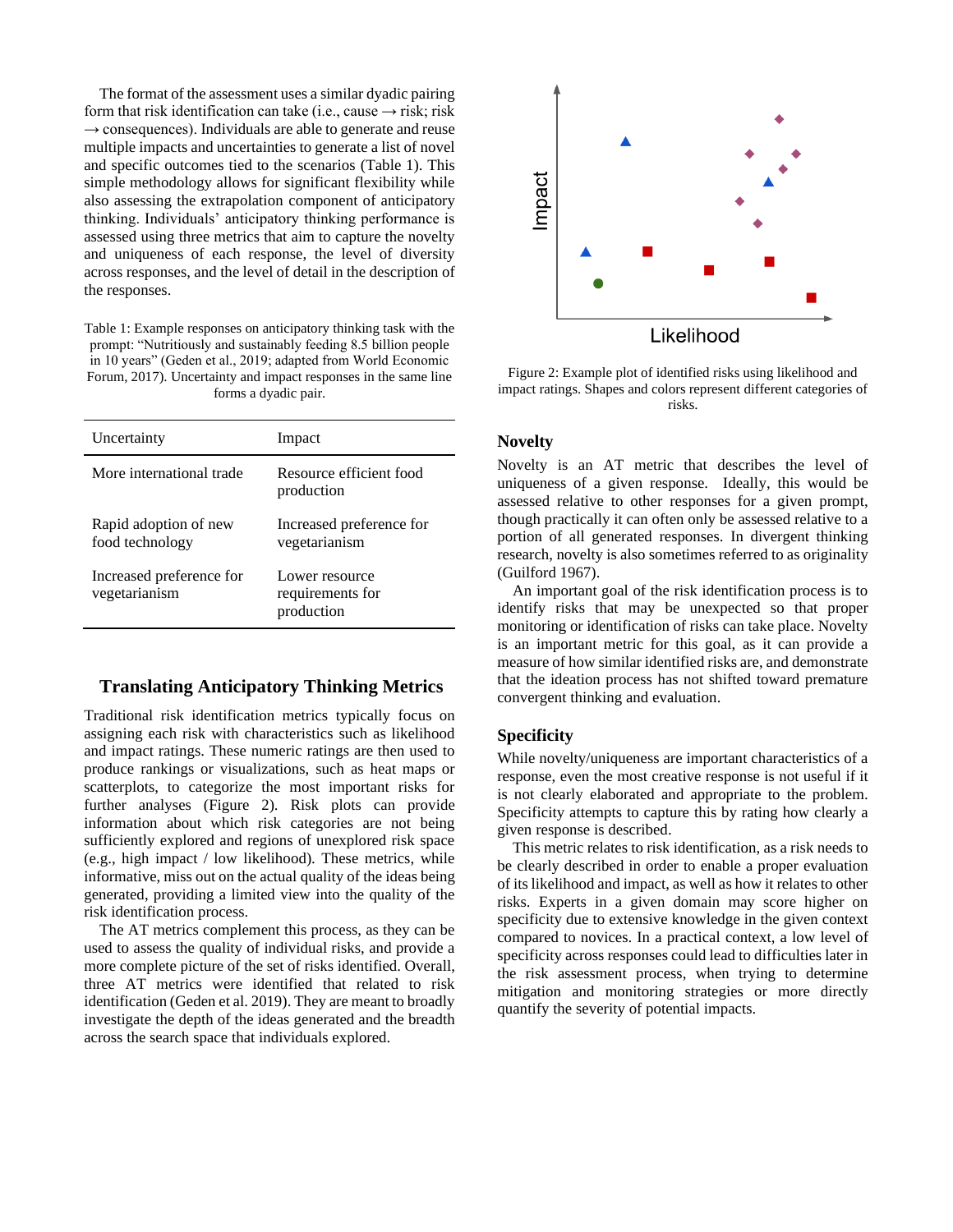The format of the assessment uses a similar dyadic pairing form that risk identification can take (i.e., cause → risk; risk → consequences). Individuals are able to generate and reuse multiple impacts and uncertainties to generate a list of novel and specific outcomes tied to the scenarios (Table 1). This simple methodology allows for significant flexibility while also assessing the extrapolation component of anticipatory thinking. Individuals' anticipatory thinking performance is assessed using three metrics that aim to capture the novelty and uniqueness of each response, the level of diversity across responses, and the level of detail in the description of the responses.

Table 1: Example responses on anticipatory thinking task with the prompt: "Nutritiously and sustainably feeding 8.5 billion people in 10 years" (Geden et al., 2019; adapted from World Economic Forum, 2017). Uncertainty and impact responses in the same line forms a dyadic pair.

| Uncertainty | Impact |
|---|---|
| More international trade | Resource efficient food production |
| Rapid adoption of new food technology | Increased preference for vegetarianism |
| Increased preference for vegetarianism | Lower resource requirements for production |

## Translating Anticipatory Thinking Metrics

Traditional risk identification metrics typically focus on assigning each risk with characteristics such as likelihood and impact ratings. These numeric ratings are then used to produce rankings or visualizations, such as heat maps or scatterplots, to categorize the most important risks for further analyses (Figure 2). Risk plots can provide information about which risk categories are not being sufficiently explored and regions of unexplored risk space (e.g., high impact / low likelihood). These metrics, while informative, miss out on the actual quality of the ideas being generated, providing a limited view into the quality of the risk identification process.

The AT metrics complement this process, as they can be used to assess the quality of individual risks, and provide a more complete picture of the set of risks identified. Overall, three AT metrics were identified that related to risk identification (Geden et al. 2019). They are meant to broadly investigate the depth of the ideas generated and the breadth across the search space that individuals explored.

Figure 2: Example plot of identified risks using likelihood and impact ratings. Shapes and colors represent different categories of risks.

### Novelty

Novelty is an AT metric that describes the level of uniqueness of a given response. Ideally, this would be assessed relative to other responses for a given prompt, though practically it can often only be assessed relative to a portion of all generated responses. In divergent thinking research, novelty is also sometimes referred to as originality (Guilford 1967).

An important goal of the risk identification process is to identify risks that may be unexpected so that proper monitoring or identification of risks can take place. Novelty is an important metric for this goal, as it can provide a measure of how similar identified risks are, and demonstrate that the ideation process has not shifted toward premature convergent thinking and evaluation.

### Specificity

While novelty/uniqueness are important characteristics of a response, even the most creative response is not useful if it is not clearly elaborated and appropriate to the problem. Specificity attempts to capture this by rating how clearly a given response is described.

This metric relates to risk identification, as a risk needs to be clearly described in order to enable a proper evaluation of its likelihood and impact, as well as how it relates to other risks. Experts in a given domain may score higher on specificity due to extensive knowledge in the given context compared to novices. In a practical context, a low level of specificity across responses could lead to difficulties later in the risk assessment process, when trying to determine mitigation and monitoring strategies or more directly quantify the severity of potential impacts.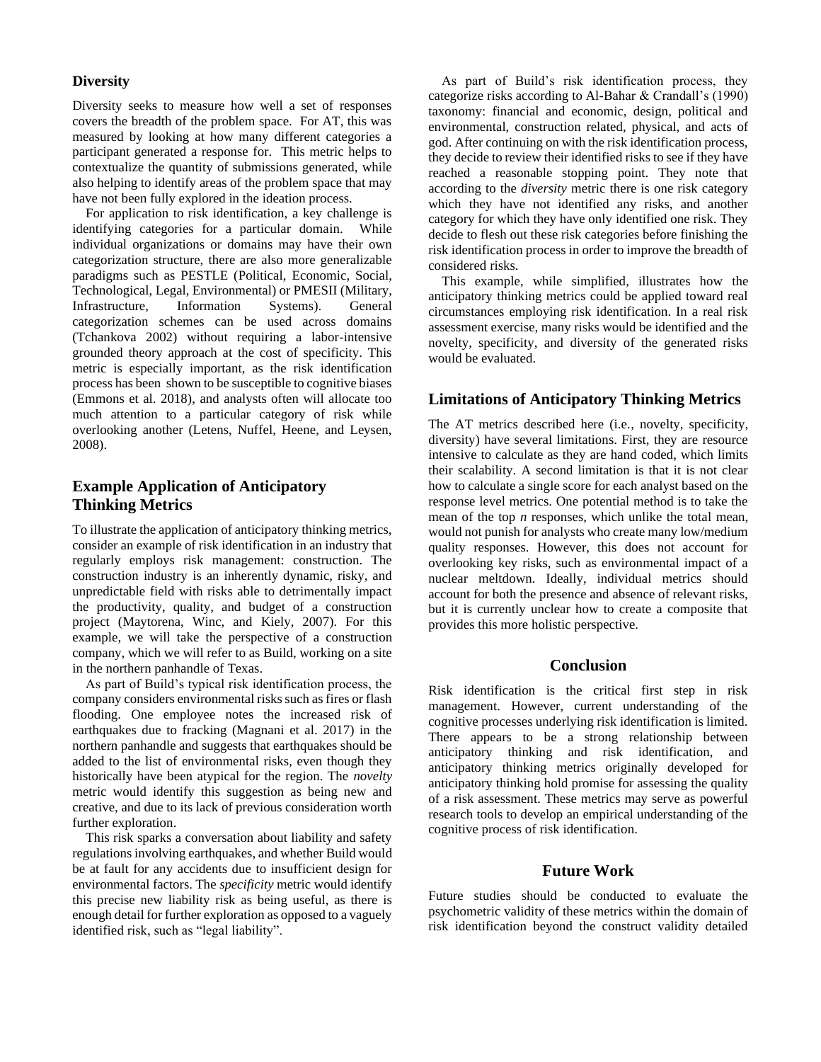### Diversity

Diversity seeks to measure how well a set of responses covers the breadth of the problem space. For AT, this was measured by looking at how many different categories a participant generated a response for. This metric helps to contextualize the quantity of submissions generated, while also helping to identify areas of the problem space that may have not been fully explored in the ideation process.

For application to risk identification, a key challenge is identifying categories for a particular domain. While individual organizations or domains may have their own categorization structure, there are also more generalizable paradigms such as PESTLE (Political, Economic, Social, Technological, Legal, Environmental) or PMESII (Military, Infrastructure, Information Systems). General categorization schemes can be used across domains (Tchankova 2002) without requiring a labor-intensive grounded theory approach at the cost of specificity. This metric is especially important, as the risk identification process has been shown to be susceptible to cognitive biases (Emmons et al. 2018), and analysts often will allocate too much attention to a particular category of risk while overlooking another (Letens, Nuffel, Heene, and Leysen, 2008).

## Example Application of Anticipatory Thinking Metrics

To illustrate the application of anticipatory thinking metrics, consider an example of risk identification in an industry that regularly employs risk management: construction. The construction industry is an inherently dynamic, risky, and unpredictable field with risks able to detrimentally impact the productivity, quality, and budget of a construction project (Maytorena, Winc, and Kiely, 2007). For this example, we will take the perspective of a construction company, which we will refer to as Build, working on a site in the northern panhandle of Texas.

As part of Build's typical risk identification process, the company considers environmental risks such as fires or flash flooding. One employee notes the increased risk of earthquakes due to fracking (Magnani et al. 2017) in the northern panhandle and suggests that earthquakes should be added to the list of environmental risks, even though they historically have been atypical for the region. The *novelty* metric would identify this suggestion as being new and creative, and due to its lack of previous consideration worth further exploration.

This risk sparks a conversation about liability and safety regulations involving earthquakes, and whether Build would be at fault for any accidents due to insufficient design for environmental factors. The *specificity* metric would identify this precise new liability risk as being useful, as there is enough detail for further exploration as opposed to a vaguely identified risk, such as "legal liability".

As part of Build's risk identification process, they categorize risks according to Al-Bahar & Crandall's (1990) taxonomy: financial and economic, design, political and environmental, construction related, physical, and acts of god. After continuing on with the risk identification process, they decide to review their identified risks to see if they have reached a reasonable stopping point. They note that according to the *diversity* metric there is one risk category which they have not identified any risks, and another category for which they have only identified one risk. They decide to flesh out these risk categories before finishing the risk identification process in order to improve the breadth of considered risks.

This example, while simplified, illustrates how the anticipatory thinking metrics could be applied toward real circumstances employing risk identification. In a real risk assessment exercise, many risks would be identified and the novelty, specificity, and diversity of the generated risks would be evaluated.

## Limitations of Anticipatory Thinking Metrics

The AT metrics described here (i.e., novelty, specificity, diversity) have several limitations. First, they are resource intensive to calculate as they are hand coded, which limits their scalability. A second limitation is that it is not clear how to calculate a single score for each analyst based on the response level metrics. One potential method is to take the mean of the top *n* responses, which unlike the total mean, would not punish for analysts who create many low/medium quality responses. However, this does not account for overlooking key risks, such as environmental impact of a nuclear meltdown. Ideally, individual metrics should account for both the presence and absence of relevant risks, but it is currently unclear how to create a composite that provides this more holistic perspective.

## Conclusion

Risk identification is the critical first step in risk management. However, current understanding of the cognitive processes underlying risk identification is limited. There appears to be a strong relationship between anticipatory thinking and risk identification, and anticipatory thinking metrics originally developed for anticipatory thinking hold promise for assessing the quality of a risk assessment. These metrics may serve as powerful research tools to develop an empirical understanding of the cognitive process of risk identification.

## Future Work

Future studies should be conducted to evaluate the psychometric validity of these metrics within the domain of risk identification beyond the construct validity detailed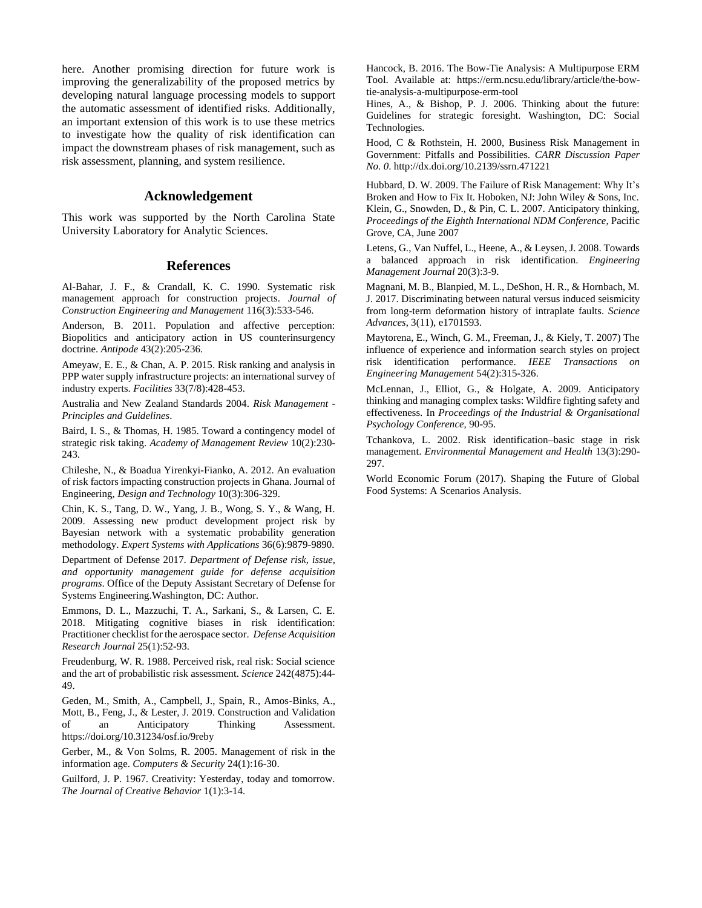here. Another promising direction for future work is improving the generalizability of the proposed metrics by developing natural language processing models to support the automatic assessment of identified risks. Additionally, an important extension of this work is to use these metrics to investigate how the quality of risk identification can impact the downstream phases of risk management, such as risk assessment, planning, and system resilience.

## Acknowledgement

This work was supported by the North Carolina State University Laboratory for Analytic Sciences.

## References

Al-Bahar, J. F., & Crandall, K. C. 1990. Systematic risk management approach for construction projects. *Journal of Construction Engineering and Management* 116(3):533-546.

Anderson, B. 2011. Population and affective perception: Biopolitics and anticipatory action in US counterinsurgency doctrine. *Antipode* 43(2):205-236.

Ameyaw, E. E., & Chan, A. P. 2015. Risk ranking and analysis in PPP water supply infrastructure projects: an international survey of industry experts. *Facilities* 33(7/8):428-453.

Australia and New Zealand Standards 2004. *Risk Management - Principles and Guidelines*.

Baird, I. S., & Thomas, H. 1985. Toward a contingency model of strategic risk taking. *Academy of Management Review* 10(2):230-243.

Chileshe, N., & Boadua Yirenkyi-Fianko, A. 2012. An evaluation of risk factors impacting construction projects in Ghana. Journal of Engineering, *Design and Technology* 10(3):306-329.

Chin, K. S., Tang, D. W., Yang, J. B., Wong, S. Y., & Wang, H. 2009. Assessing new product development project risk by Bayesian network with a systematic probability generation methodology. *Expert Systems with Applications* 36(6):9879-9890.

Department of Defense 2017. *Department of Defense risk, issue, and opportunity management guide for defense acquisition programs*. Office of the Deputy Assistant Secretary of Defense for Systems Engineering.Washington, DC: Author.

Emmons, D. L., Mazzuchi, T. A., Sarkani, S., & Larsen, C. E. 2018. Mitigating cognitive biases in risk identification: Practitioner checklist for the aerospace sector. *Defense Acquisition Research Journal* 25(1):52-93.

Freudenburg, W. R. 1988. Perceived risk, real risk: Social science and the art of probabilistic risk assessment. *Science* 242(4875):44-49.

Geden, M., Smith, A., Campbell, J., Spain, R., Amos-Binks, A., Mott, B., Feng, J., & Lester, J. 2019. Construction and Validation of an Anticipatory Thinking Assessment. https://doi.org/10.31234/osf.io/9reby

Gerber, M., & Von Solms, R. 2005. Management of risk in the information age. *Computers & Security* 24(1):16-30.

Guilford, J. P. 1967. Creativity: Yesterday, today and tomorrow. *The Journal of Creative Behavior* 1(1):3-14.

Hancock, B. 2016. The Bow-Tie Analysis: A Multipurpose ERM Tool. Available at: https://erm.ncsu.edu/library/article/the-bow-tie-analysis-a-multipurpose-erm-tool

Hines, A., & Bishop, P. J. 2006. Thinking about the future: Guidelines for strategic foresight. Washington, DC: Social Technologies.

Hood, C & Rothstein, H. 2000, Business Risk Management in Government: Pitfalls and Possibilities. *CARR Discussion Paper No. 0*. http://dx.doi.org/10.2139/ssrn.471221

Hubbard, D. W. 2009. The Failure of Risk Management: Why It's Broken and How to Fix It. Hoboken, NJ: John Wiley & Sons, Inc.

Klein, G., Snowden, D., & Pin, C. L. 2007. Anticipatory thinking, *Proceedings of the Eighth International NDM Conference*, Pacific Grove, CA, June 2007

Letens, G., Van Nuffel, L., Heene, A., & Leysen, J. 2008. Towards a balanced approach in risk identification. *Engineering Management Journal* 20(3):3-9.

Magnani, M. B., Blanpied, M. L., DeShon, H. R., & Hornbach, M. J. 2017. Discriminating between natural versus induced seismicity from long-term deformation history of intraplate faults. *Science Advances*, 3(11), e1701593.

Maytorena, E., Winch, G. M., Freeman, J., & Kiely, T. 2007) The influence of experience and information search styles on project risk identification performance. *IEEE Transactions on Engineering Management* 54(2):315-326.

McLennan, J., Elliot, G., & Holgate, A. 2009. Anticipatory thinking and managing complex tasks: Wildfire fighting safety and effectiveness. In *Proceedings of the Industrial & Organisational Psychology Conference*, 90-95.

Tchankova, L. 2002. Risk identification–basic stage in risk management. *Environmental Management and Health* 13(3):290-297.

World Economic Forum (2017). Shaping the Future of Global Food Systems: A Scenarios Analysis.